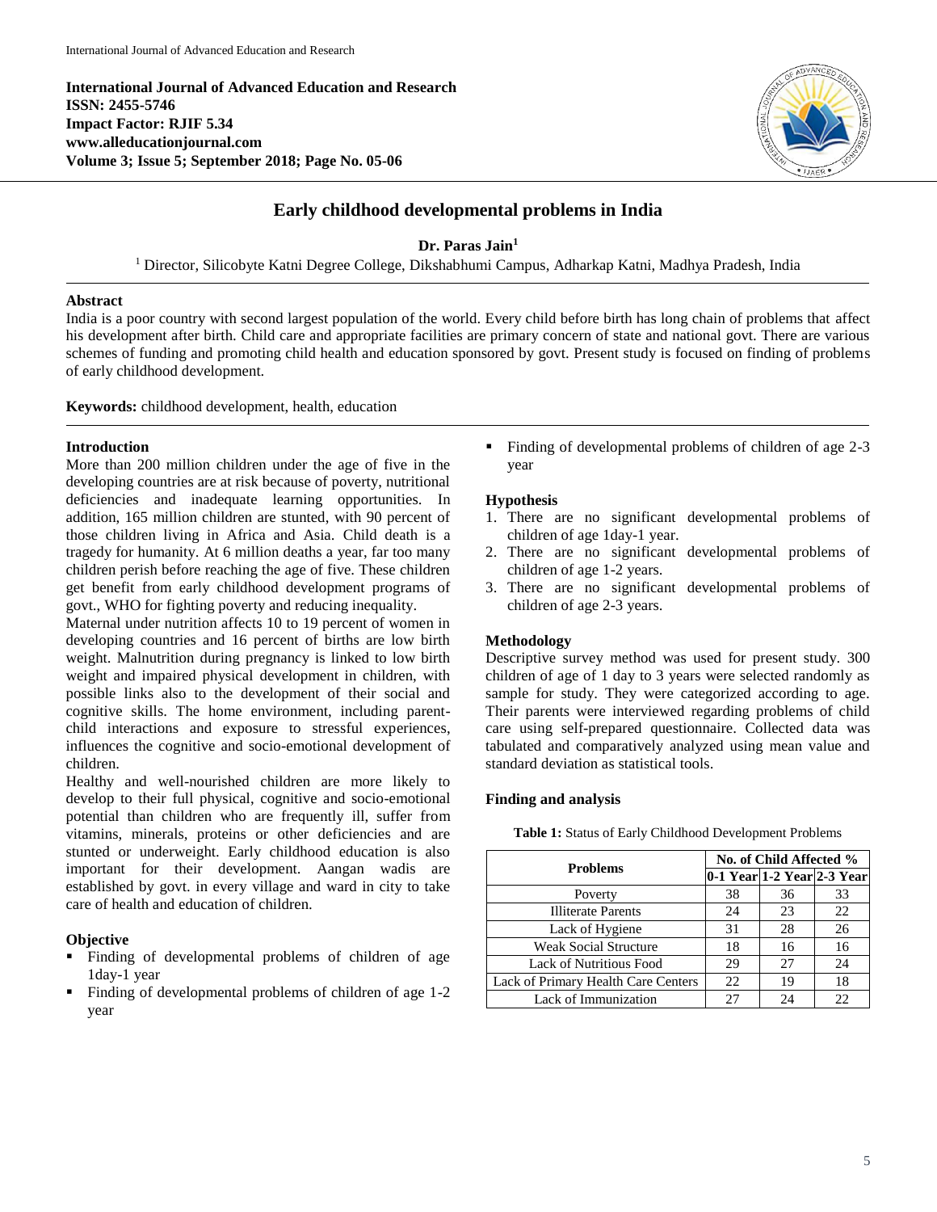# Early childhood developmental problems in India

**Dr. Paras Jain**[1]

[1] Director, Silicobyte Katni Degree College, Dikshabhumi Campus, Adharkap Katni, Madhya Pradesh, India

## Abstract

India is a poor country with second largest population of the world. Every child before birth has long chain of problems that affect his development after birth. Child care and appropriate facilities are primary concern of state and national govt. There are various schemes of funding and promoting child health and education sponsored by govt. Present study is focused on finding of problems of early childhood development.

**Keywords:** childhood development, health, education

## Introduction

More than 200 million children under the age of five in the developing countries are at risk because of poverty, nutritional deficiencies and inadequate learning opportunities. In addition, 165 million children are stunted, with 90 percent of those children living in Africa and Asia. Child death is a tragedy for humanity. At 6 million deaths a year, far too many children perish before reaching the age of five. These children get benefit from early childhood development programs of govt., WHO for fighting poverty and reducing inequality.

Maternal under nutrition affects 10 to 19 percent of women in developing countries and 16 percent of births are low birth weight. Malnutrition during pregnancy is linked to low birth weight and impaired physical development in children, with possible links also to the development of their social and cognitive skills. The home environment, including parent-child interactions and exposure to stressful experiences, influences the cognitive and socio-emotional development of children.

Healthy and well-nourished children are more likely to develop to their full physical, cognitive and socio-emotional potential than children who are frequently ill, suffer from vitamins, minerals, proteins or other deficiencies and are stunted or underweight. Early childhood education is also important for their development. Aangan wadis are established by govt. in every village and ward in city to take care of health and education of children.

## Objective

- Finding of developmental problems of children of age 1day-1 year
- Finding of developmental problems of children of age 1-2 year
- Finding of developmental problems of children of age 2-3 year

## Hypothesis

1. There are no significant developmental problems of children of age 1day-1 year.
2. There are no significant developmental problems of children of age 1-2 years.
3. There are no significant developmental problems of children of age 2-3 years.

## Methodology

Descriptive survey method was used for present study. 300 children of age of 1 day to 3 years were selected randomly as sample for study. They were categorized according to age. Their parents were interviewed regarding problems of child care using self-prepared questionnaire. Collected data was tabulated and comparatively analyzed using mean value and standard deviation as statistical tools.

## Finding and analysis

**Table 1:** Status of Early Childhood Development Problems

| Problems | No. of Child Affected % | | |
|---|---|---|---|
| | 0-1 Year | 1-2 Year | 2-3 Year |
| Poverty | 38 | 36 | 33 |
| Illiterate Parents | 24 | 23 | 22 |
| Lack of Hygiene | 31 | 28 | 26 |
| Weak Social Structure | 18 | 16 | 16 |
| Lack of Nutritious Food | 29 | 27 | 24 |
| Lack of Primary Health Care Centers | 22 | 19 | 18 |
| Lack of Immunization | 27 | 24 | 22 |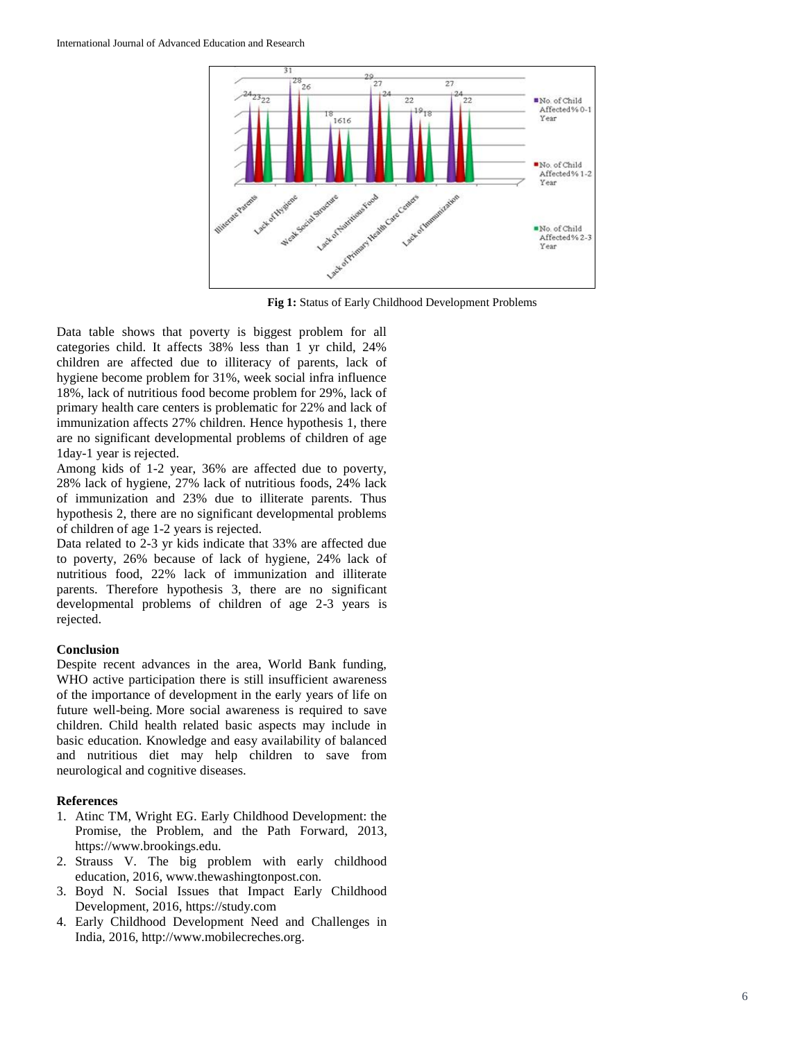31

28 26

29 27

27

24 23 22

24

22

24 22

18

19 18

16 16

Illiterate Parents

Lack of Hygiene

Weak Social Structure

Lack of Nutritious Food

Lack of Primary Health Care Centers

Lack of Immunization

No. of Child Affected% 0-1 Year

No. of Child Affected% 1-2 Year

No. of Child Affected% 2-3 Year

**Fig 1:** Status of Early Childhood Development Problems

Data table shows that poverty is biggest problem for all categories child. It affects 38% less than 1 yr child, 24% children are affected due to illiteracy of parents, lack of hygiene become problem for 31%, week social infra influence 18%, lack of nutritious food become problem for 29%, lack of primary health care centers is problematic for 22% and lack of immunization affects 27% children. Hence hypothesis 1, there are no significant developmental problems of children of age 1day-1 year is rejected.

Among kids of 1-2 year, 36% are affected due to poverty, 28% lack of hygiene, 27% lack of nutritious foods, 24% lack of immunization and 23% due to illiterate parents. Thus hypothesis 2, there are no significant developmental problems of children of age 1-2 years is rejected.

Data related to 2-3 yr kids indicate that 33% are affected due to poverty, 26% because of lack of hygiene, 24% lack of nutritious food, 22% lack of immunization and illiterate parents. Therefore hypothesis 3, there are no significant developmental problems of children of age 2-3 years is rejected.

## Conclusion

Despite recent advances in the area, World Bank funding, WHO active participation there is still insufficient awareness of the importance of development in the early years of life on future well-being. More social awareness is required to save children. Child health related basic aspects may include in basic education. Knowledge and easy availability of balanced and nutritious diet may help children to save from neurological and cognitive diseases.

## References

1. Atinc TM, Wright EG. Early Childhood Development: the Promise, the Problem, and the Path Forward, 2013, https://www.brookings.edu.
2. Strauss V. The big problem with early childhood education, 2016, www.thewashingtonpost.con.
3. Boyd N. Social Issues that Impact Early Childhood Development, 2016, https://study.com
4. Early Childhood Development Need and Challenges in India, 2016, http://www.mobilecreches.org.